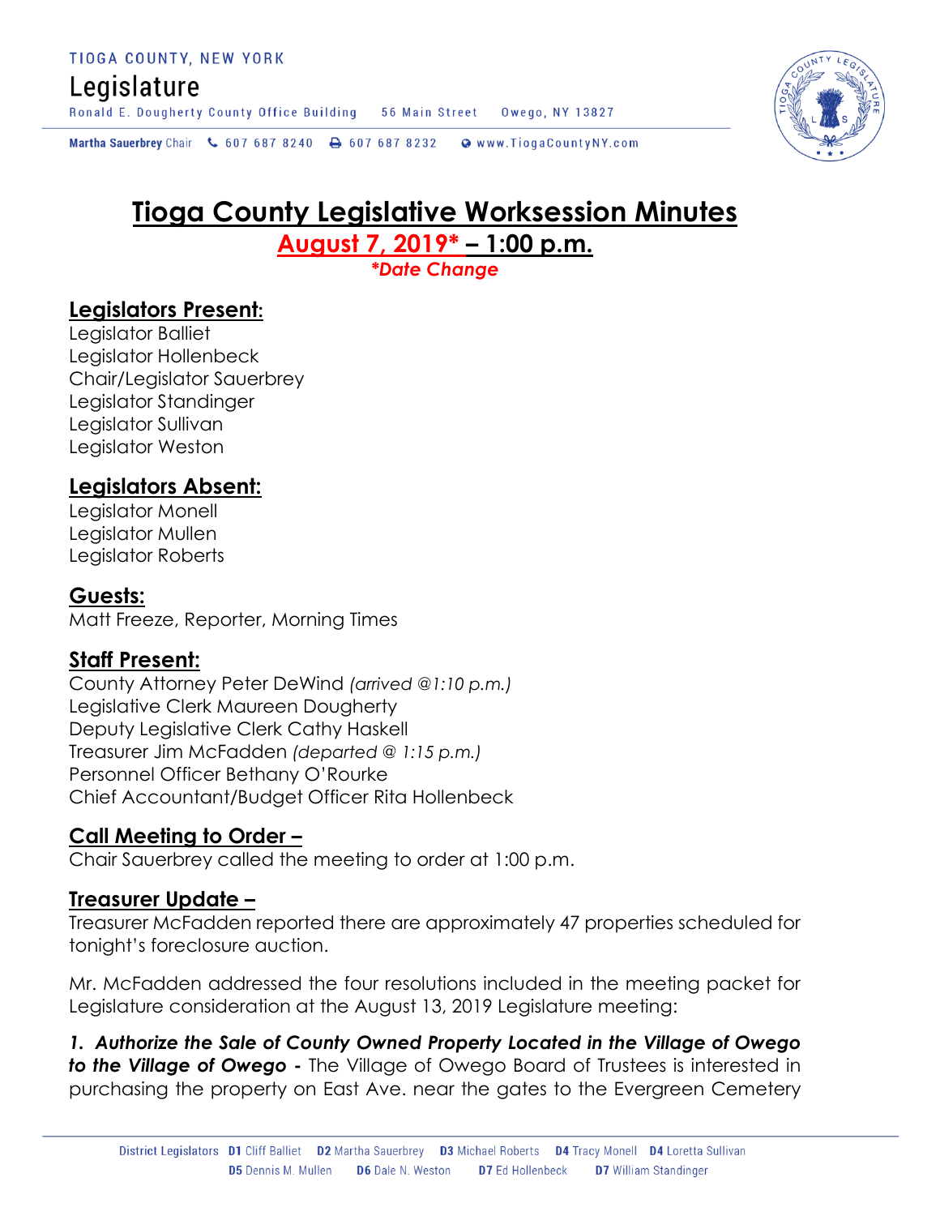TIOGA COUNTY, NEW YORK

Legislature

Ronald E. Dougherty County Office Building 56 Main Street Owego, NY 13827

Martha Sauerbrey Chair 607 687 8240 607 687 8232 www.TiogaCountyNY.com

# Tioga County Legislative Worksession Minutes

## August 7, 2019* – 1:00 p.m.

***Date Change**

## Legislators Present:

Legislator Balliet
Legislator Hollenbeck
Chair/Legislator Sauerbrey
Legislator Standinger
Legislator Sullivan
Legislator Weston

## Legislators Absent:

Legislator Monell
Legislator Mullen
Legislator Roberts

## Guests:

Matt Freeze, Reporter, Morning Times

## Staff Present:

County Attorney Peter DeWind *(arrived @1:10 p.m.)*
Legislative Clerk Maureen Dougherty
Deputy Legislative Clerk Cathy Haskell
Treasurer Jim McFadden *(departed @ 1:15 p.m.)*
Personnel Officer Bethany O'Rourke
Chief Accountant/Budget Officer Rita Hollenbeck

## Call Meeting to Order –

Chair Sauerbrey called the meeting to order at 1:00 p.m.

## Treasurer Update –

Treasurer McFadden reported there are approximately 47 properties scheduled for tonight's foreclosure auction.

Mr. McFadden addressed the four resolutions included in the meeting packet for Legislature consideration at the August 13, 2019 Legislature meeting:

***1. Authorize the Sale of County Owned Property Located in the Village of Owego to the Village of Owego -*** The Village of Owego Board of Trustees is interested in purchasing the property on East Ave. near the gates to the Evergreen Cemetery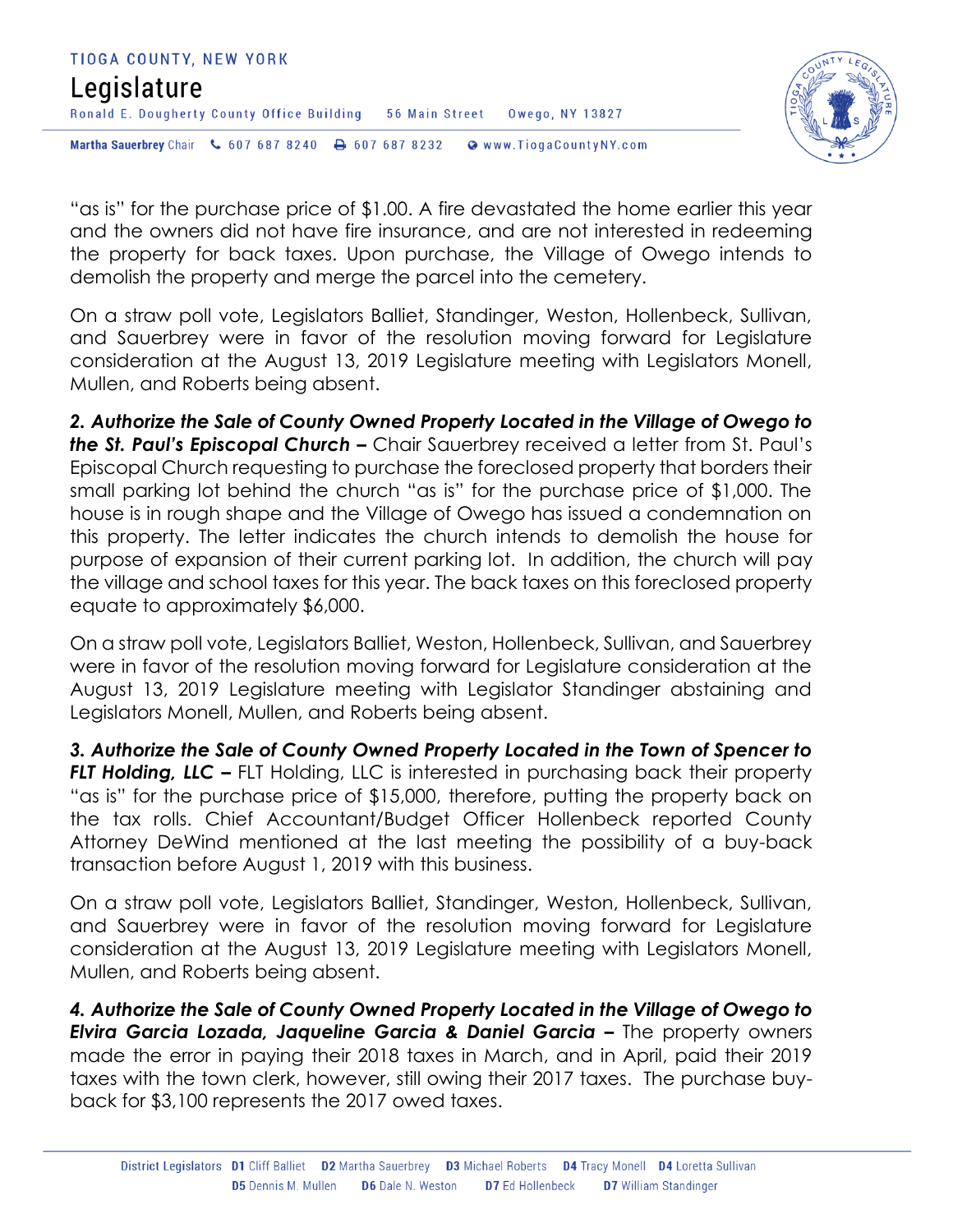"as is" for the purchase price of $1.00. A fire devastated the home earlier this year and the owners did not have fire insurance, and are not interested in redeeming the property for back taxes. Upon purchase, the Village of Owego intends to demolish the property and merge the parcel into the cemetery.

On a straw poll vote, Legislators Balliet, Standinger, Weston, Hollenbeck, Sullivan, and Sauerbrey were in favor of the resolution moving forward for Legislature consideration at the August 13, 2019 Legislature meeting with Legislators Monell, Mullen, and Roberts being absent.

***2. Authorize the Sale of County Owned Property Located in the Village of Owego to the St. Paul's Episcopal Church –*** Chair Sauerbrey received a letter from St. Paul's Episcopal Church requesting to purchase the foreclosed property that borders their small parking lot behind the church "as is" for the purchase price of $1,000. The house is in rough shape and the Village of Owego has issued a condemnation on this property. The letter indicates the church intends to demolish the house for purpose of expansion of their current parking lot. In addition, the church will pay the village and school taxes for this year. The back taxes on this foreclosed property equate to approximately $6,000.

On a straw poll vote, Legislators Balliet, Weston, Hollenbeck, Sullivan, and Sauerbrey were in favor of the resolution moving forward for Legislature consideration at the August 13, 2019 Legislature meeting with Legislator Standinger abstaining and Legislators Monell, Mullen, and Roberts being absent.

***3. Authorize the Sale of County Owned Property Located in the Town of Spencer to FLT Holding, LLC –*** FLT Holding, LLC is interested in purchasing back their property "as is" for the purchase price of $15,000, therefore, putting the property back on the tax rolls. Chief Accountant/Budget Officer Hollenbeck reported County Attorney DeWind mentioned at the last meeting the possibility of a buy-back transaction before August 1, 2019 with this business.

On a straw poll vote, Legislators Balliet, Standinger, Weston, Hollenbeck, Sullivan, and Sauerbrey were in favor of the resolution moving forward for Legislature consideration at the August 13, 2019 Legislature meeting with Legislators Monell, Mullen, and Roberts being absent.

***4. Authorize the Sale of County Owned Property Located in the Village of Owego to Elvira Garcia Lozada, Jaqueline Garcia & Daniel Garcia –*** The property owners made the error in paying their 2018 taxes in March, and in April, paid their 2019 taxes with the town clerk, however, still owing their 2017 taxes. The purchase buy-back for $3,100 represents the 2017 owed taxes.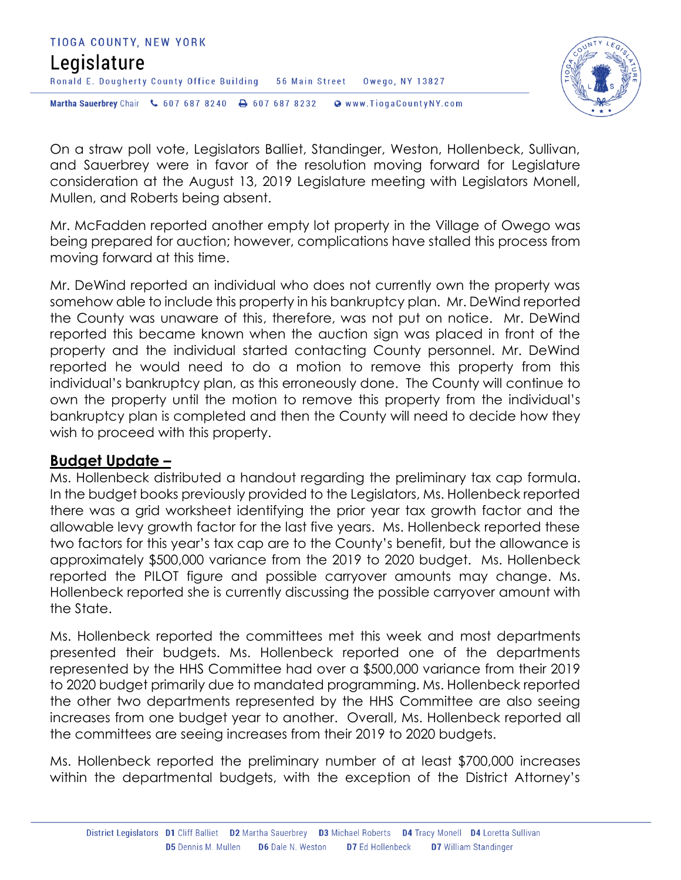On a straw poll vote, Legislators Balliet, Standinger, Weston, Hollenbeck, Sullivan, and Sauerbrey were in favor of the resolution moving forward for Legislature consideration at the August 13, 2019 Legislature meeting with Legislators Monell, Mullen, and Roberts being absent.

Mr. McFadden reported another empty lot property in the Village of Owego was being prepared for auction; however, complications have stalled this process from moving forward at this time.

Mr. DeWind reported an individual who does not currently own the property was somehow able to include this property in his bankruptcy plan. Mr. DeWind reported the County was unaware of this, therefore, was not put on notice. Mr. DeWind reported this became known when the auction sign was placed in front of the property and the individual started contacting County personnel. Mr. DeWind reported he would need to do a motion to remove this property from this individual's bankruptcy plan, as this erroneously done. The County will continue to own the property until the motion to remove this property from the individual's bankruptcy plan is completed and then the County will need to decide how they wish to proceed with this property.

**Budget Update –**

Ms. Hollenbeck distributed a handout regarding the preliminary tax cap formula. In the budget books previously provided to the Legislators, Ms. Hollenbeck reported there was a grid worksheet identifying the prior year tax growth factor and the allowable levy growth factor for the last five years. Ms. Hollenbeck reported these two factors for this year's tax cap are to the County's benefit, but the allowance is approximately $500,000 variance from the 2019 to 2020 budget. Ms. Hollenbeck reported the PILOT figure and possible carryover amounts may change. Ms. Hollenbeck reported she is currently discussing the possible carryover amount with the State.

Ms. Hollenbeck reported the committees met this week and most departments presented their budgets. Ms. Hollenbeck reported one of the departments represented by the HHS Committee had over a $500,000 variance from their 2019 to 2020 budget primarily due to mandated programming. Ms. Hollenbeck reported the other two departments represented by the HHS Committee are also seeing increases from one budget year to another. Overall, Ms. Hollenbeck reported all the committees are seeing increases from their 2019 to 2020 budgets.

Ms. Hollenbeck reported the preliminary number of at least $700,000 increases within the departmental budgets, with the exception of the District Attorney's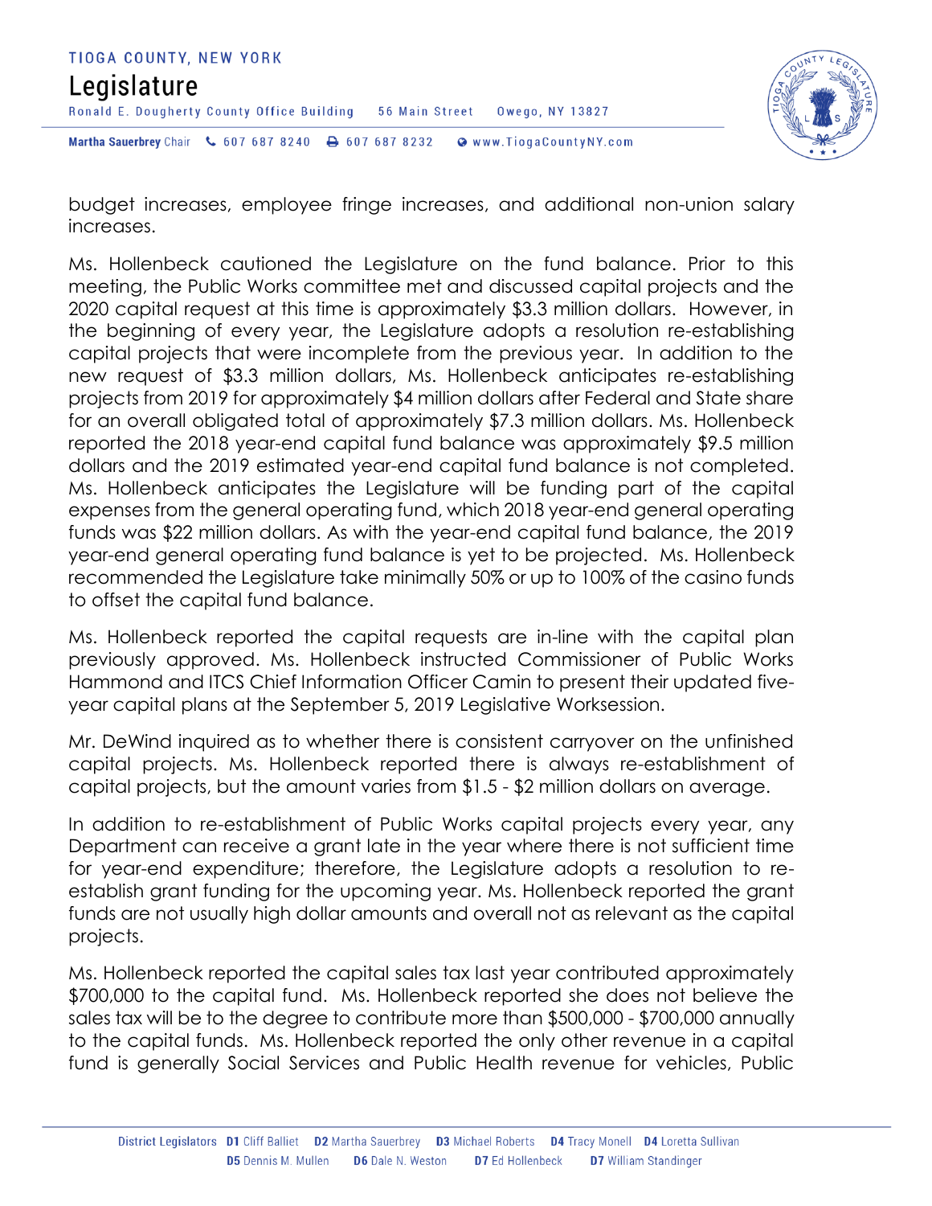budget increases, employee fringe increases, and additional non-union salary increases.

Ms. Hollenbeck cautioned the Legislature on the fund balance. Prior to this meeting, the Public Works committee met and discussed capital projects and the 2020 capital request at this time is approximately $3.3 million dollars. However, in the beginning of every year, the Legislature adopts a resolution re-establishing capital projects that were incomplete from the previous year. In addition to the new request of $3.3 million dollars, Ms. Hollenbeck anticipates re-establishing projects from 2019 for approximately $4 million dollars after Federal and State share for an overall obligated total of approximately $7.3 million dollars. Ms. Hollenbeck reported the 2018 year-end capital fund balance was approximately $9.5 million dollars and the 2019 estimated year-end capital fund balance is not completed. Ms. Hollenbeck anticipates the Legislature will be funding part of the capital expenses from the general operating fund, which 2018 year-end general operating funds was $22 million dollars. As with the year-end capital fund balance, the 2019 year-end general operating fund balance is yet to be projected. Ms. Hollenbeck recommended the Legislature take minimally 50% or up to 100% of the casino funds to offset the capital fund balance.

Ms. Hollenbeck reported the capital requests are in-line with the capital plan previously approved. Ms. Hollenbeck instructed Commissioner of Public Works Hammond and ITCS Chief Information Officer Camin to present their updated five-year capital plans at the September 5, 2019 Legislative Worksession.

Mr. DeWind inquired as to whether there is consistent carryover on the unfinished capital projects. Ms. Hollenbeck reported there is always re-establishment of capital projects, but the amount varies from $1.5 - $2 million dollars on average.

In addition to re-establishment of Public Works capital projects every year, any Department can receive a grant late in the year where there is not sufficient time for year-end expenditure; therefore, the Legislature adopts a resolution to re-establish grant funding for the upcoming year. Ms. Hollenbeck reported the grant funds are not usually high dollar amounts and overall not as relevant as the capital projects.

Ms. Hollenbeck reported the capital sales tax last year contributed approximately $700,000 to the capital fund. Ms. Hollenbeck reported she does not believe the sales tax will be to the degree to contribute more than $500,000 - $700,000 annually to the capital funds. Ms. Hollenbeck reported the only other revenue in a capital fund is generally Social Services and Public Health revenue for vehicles, Public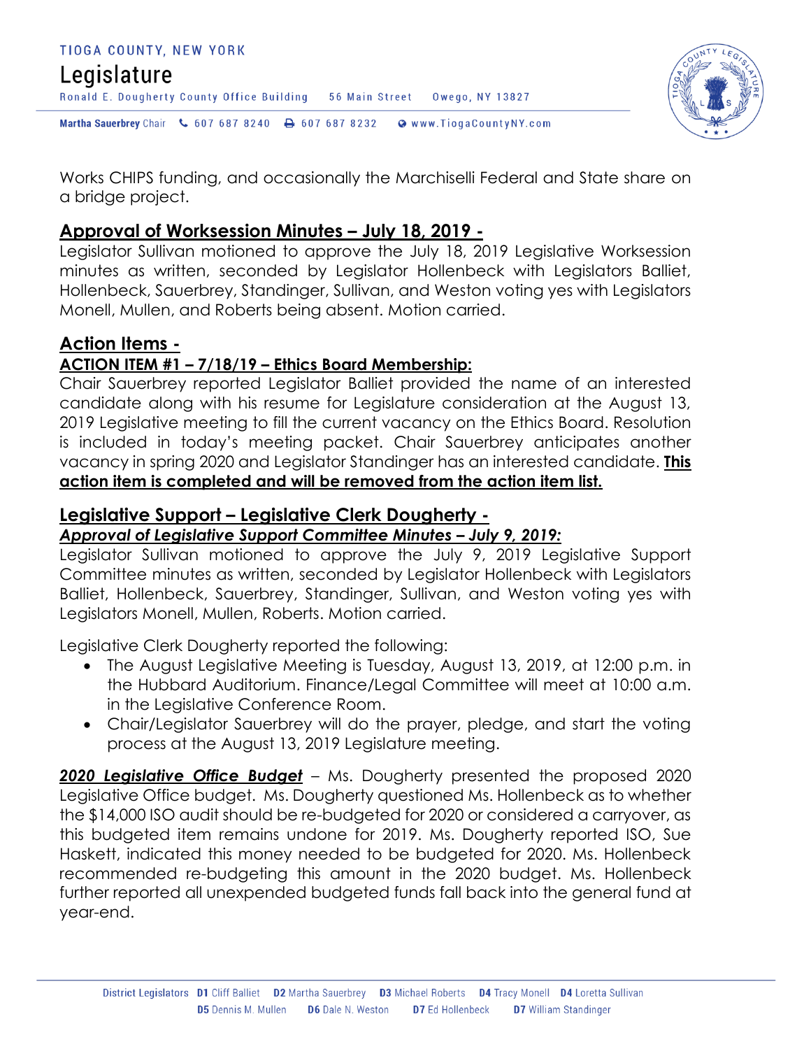Works CHIPS funding, and occasionally the Marchiselli Federal and State share on a bridge project.

## **Approval of Worksession Minutes – July 18, 2019 -**

Legislator Sullivan motioned to approve the July 18, 2019 Legislative Worksession minutes as written, seconded by Legislator Hollenbeck with Legislators Balliet, Hollenbeck, Sauerbrey, Standinger, Sullivan, and Weston voting yes with Legislators Monell, Mullen, and Roberts being absent. Motion carried.

## **Action Items -**

### **ACTION ITEM #1 – 7/18/19 – Ethics Board Membership:**

Chair Sauerbrey reported Legislator Balliet provided the name of an interested candidate along with his resume for Legislature consideration at the August 13, 2019 Legislative meeting to fill the current vacancy on the Ethics Board. Resolution is included in today's meeting packet. Chair Sauerbrey anticipates another vacancy in spring 2020 and Legislator Standinger has an interested candidate. **This action item is completed and will be removed from the action item list.**

## **Legislative Support – Legislative Clerk Dougherty -**

### ***Approval of Legislative Support Committee Minutes – July 9, 2019:***

Legislator Sullivan motioned to approve the July 9, 2019 Legislative Support Committee minutes as written, seconded by Legislator Hollenbeck with Legislators Balliet, Hollenbeck, Sauerbrey, Standinger, Sullivan, and Weston voting yes with Legislators Monell, Mullen, Roberts. Motion carried.

Legislative Clerk Dougherty reported the following:

- The August Legislative Meeting is Tuesday, August 13, 2019, at 12:00 p.m. in the Hubbard Auditorium. Finance/Legal Committee will meet at 10:00 a.m. in the Legislative Conference Room.
- Chair/Legislator Sauerbrey will do the prayer, pledge, and start the voting process at the August 13, 2019 Legislature meeting.

***2020 Legislative Office Budget*** – Ms. Dougherty presented the proposed 2020 Legislative Office budget. Ms. Dougherty questioned Ms. Hollenbeck as to whether the $14,000 ISO audit should be re-budgeted for 2020 or considered a carryover, as this budgeted item remains undone for 2019. Ms. Dougherty reported ISO, Sue Haskett, indicated this money needed to be budgeted for 2020. Ms. Hollenbeck recommended re-budgeting this amount in the 2020 budget. Ms. Hollenbeck further reported all unexpended budgeted funds fall back into the general fund at year-end.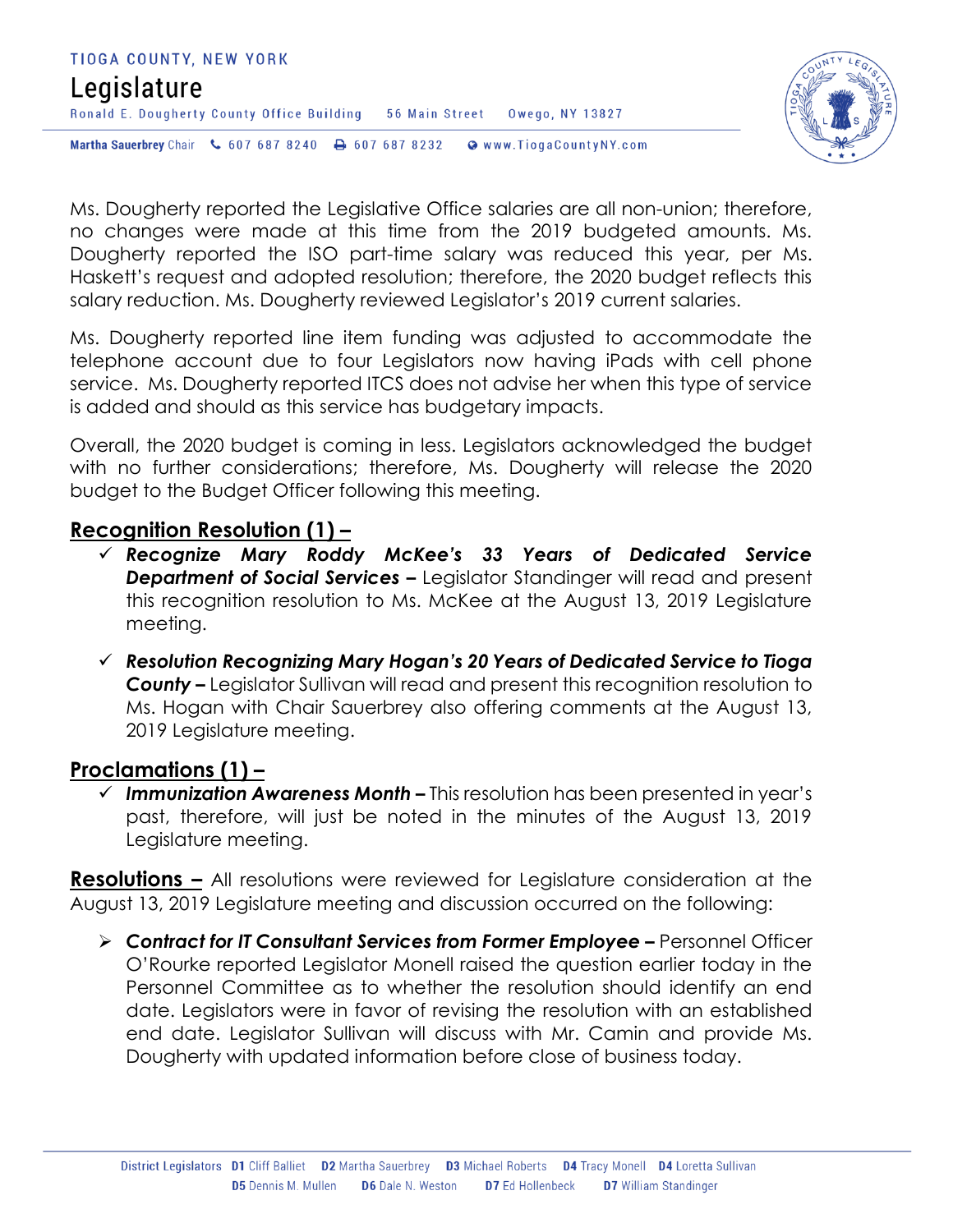Ms. Dougherty reported the Legislative Office salaries are all non-union; therefore, no changes were made at this time from the 2019 budgeted amounts. Ms. Dougherty reported the ISO part-time salary was reduced this year, per Ms. Haskett's request and adopted resolution; therefore, the 2020 budget reflects this salary reduction. Ms. Dougherty reviewed Legislator's 2019 current salaries.

Ms. Dougherty reported line item funding was adjusted to accommodate the telephone account due to four Legislators now having iPads with cell phone service. Ms. Dougherty reported ITCS does not advise her when this type of service is added and should as this service has budgetary impacts.

Overall, the 2020 budget is coming in less. Legislators acknowledged the budget with no further considerations; therefore, Ms. Dougherty will release the 2020 budget to the Budget Officer following this meeting.

## **Recognition Resolution (1) –**

- ✓ ***Recognize Mary Roddy McKee's 33 Years of Dedicated Service Department of Social Services –*** Legislator Standinger will read and present this recognition resolution to Ms. McKee at the August 13, 2019 Legislature meeting.
- ✓ ***Resolution Recognizing Mary Hogan's 20 Years of Dedicated Service to Tioga County –*** Legislator Sullivan will read and present this recognition resolution to Ms. Hogan with Chair Sauerbrey also offering comments at the August 13, 2019 Legislature meeting.

## **Proclamations (1) –**

- ✓ ***Immunization Awareness Month –*** This resolution has been presented in year's past, therefore, will just be noted in the minutes of the August 13, 2019 Legislature meeting.

**Resolutions –** All resolutions were reviewed for Legislature consideration at the August 13, 2019 Legislature meeting and discussion occurred on the following:

- ➢ ***Contract for IT Consultant Services from Former Employee –*** Personnel Officer O'Rourke reported Legislator Monell raised the question earlier today in the Personnel Committee as to whether the resolution should identify an end date. Legislators were in favor of revising the resolution with an established end date. Legislator Sullivan will discuss with Mr. Camin and provide Ms. Dougherty with updated information before close of business today.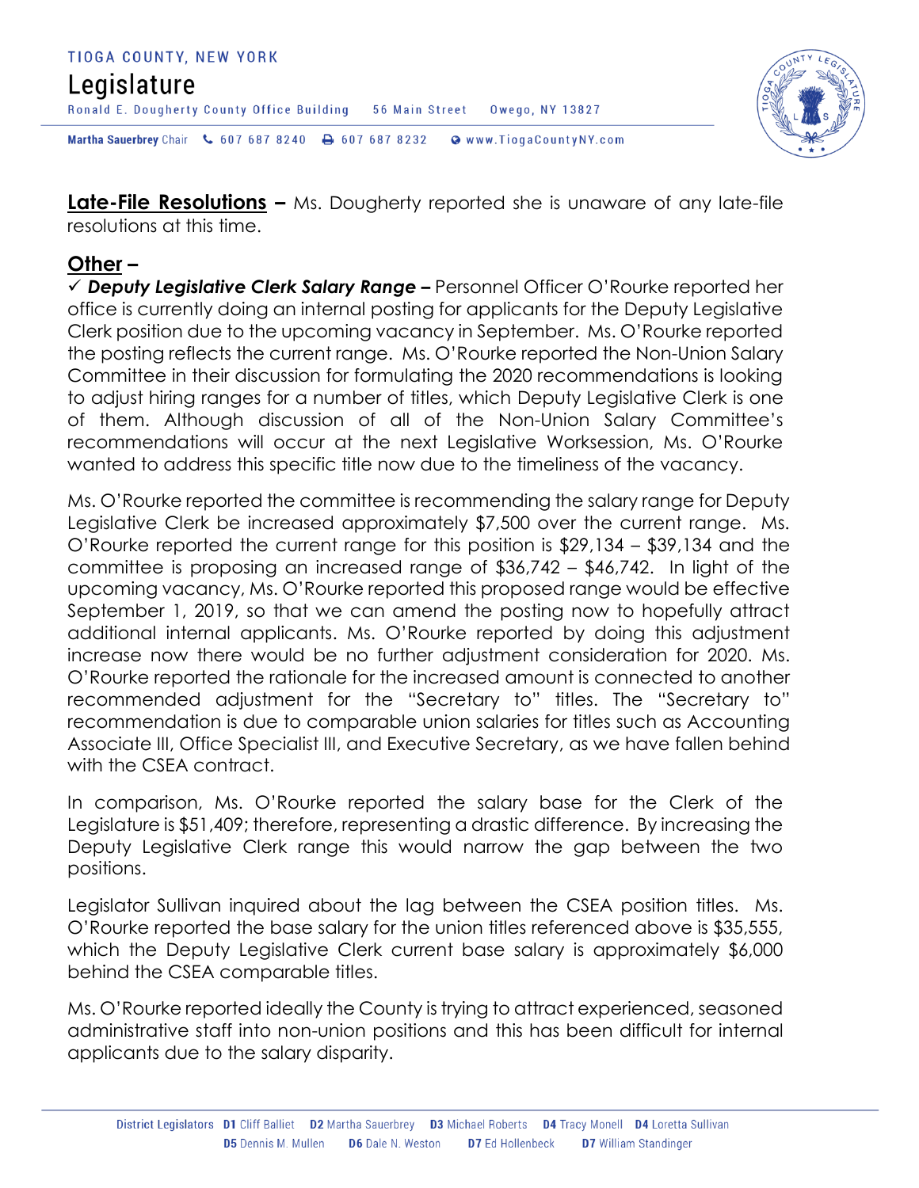**Late-File Resolutions –** Ms. Dougherty reported she is unaware of any late-file resolutions at this time.

**Other –**

✓ ***Deputy Legislative Clerk Salary Range –*** Personnel Officer O'Rourke reported her office is currently doing an internal posting for applicants for the Deputy Legislative Clerk position due to the upcoming vacancy in September. Ms. O'Rourke reported the posting reflects the current range. Ms. O'Rourke reported the Non-Union Salary Committee in their discussion for formulating the 2020 recommendations is looking to adjust hiring ranges for a number of titles, which Deputy Legislative Clerk is one of them. Although discussion of all of the Non-Union Salary Committee's recommendations will occur at the next Legislative Worksession, Ms. O'Rourke wanted to address this specific title now due to the timeliness of the vacancy.

Ms. O'Rourke reported the committee is recommending the salary range for Deputy Legislative Clerk be increased approximately $7,500 over the current range. Ms. O'Rourke reported the current range for this position is $29,134 – $39,134 and the committee is proposing an increased range of $36,742 – $46,742. In light of the upcoming vacancy, Ms. O'Rourke reported this proposed range would be effective September 1, 2019, so that we can amend the posting now to hopefully attract additional internal applicants. Ms. O'Rourke reported by doing this adjustment increase now there would be no further adjustment consideration for 2020. Ms. O'Rourke reported the rationale for the increased amount is connected to another recommended adjustment for the "Secretary to" titles. The "Secretary to" recommendation is due to comparable union salaries for titles such as Accounting Associate III, Office Specialist III, and Executive Secretary, as we have fallen behind with the CSEA contract.

In comparison, Ms. O'Rourke reported the salary base for the Clerk of the Legislature is $51,409; therefore, representing a drastic difference. By increasing the Deputy Legislative Clerk range this would narrow the gap between the two positions.

Legislator Sullivan inquired about the lag between the CSEA position titles. Ms. O'Rourke reported the base salary for the union titles referenced above is $35,555, which the Deputy Legislative Clerk current base salary is approximately $6,000 behind the CSEA comparable titles.

Ms. O'Rourke reported ideally the County is trying to attract experienced, seasoned administrative staff into non-union positions and this has been difficult for internal applicants due to the salary disparity.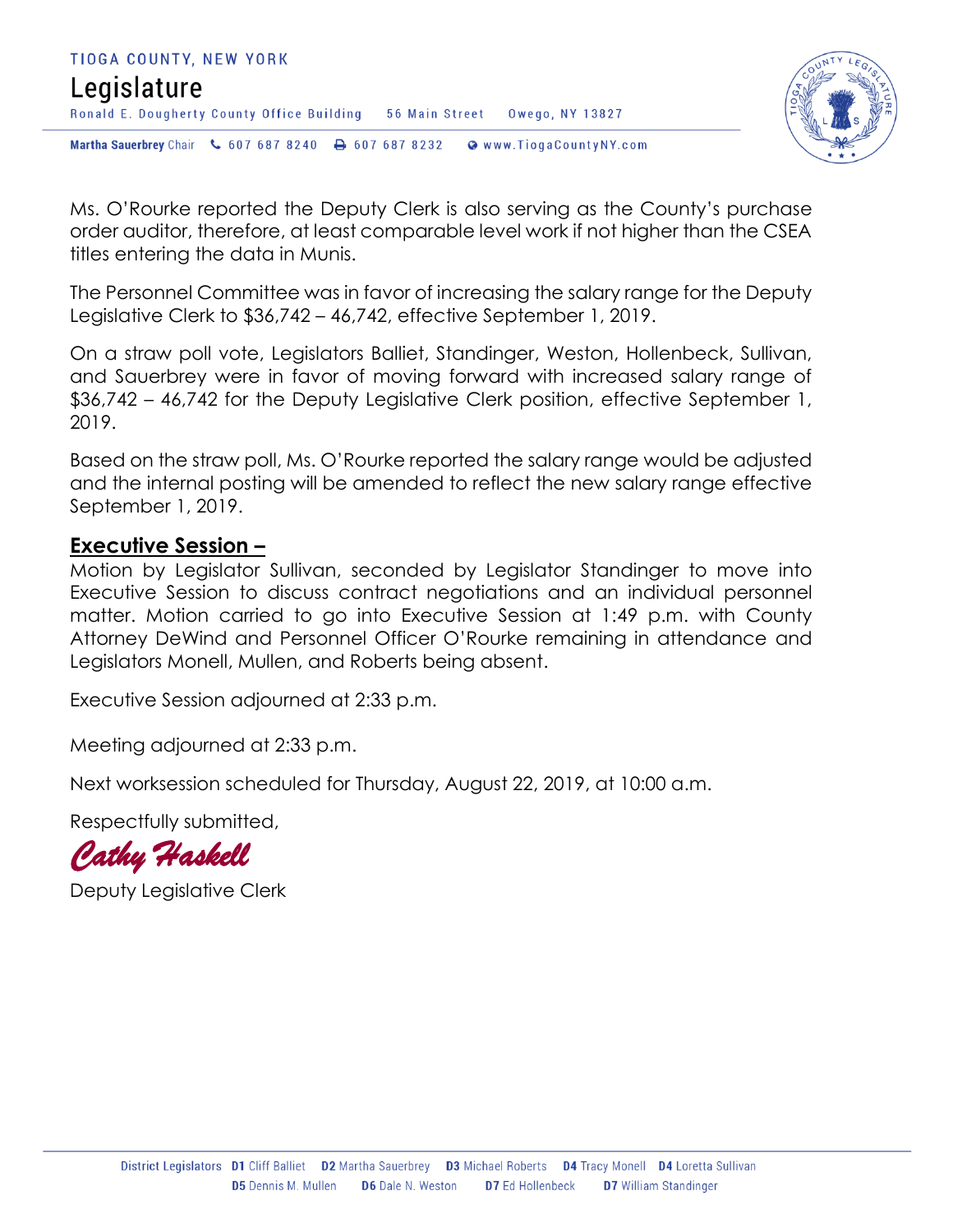Ms. O'Rourke reported the Deputy Clerk is also serving as the County's purchase order auditor, therefore, at least comparable level work if not higher than the CSEA titles entering the data in Munis.

The Personnel Committee was in favor of increasing the salary range for the Deputy Legislative Clerk to $36,742 – 46,742, effective September 1, 2019.

On a straw poll vote, Legislators Balliet, Standinger, Weston, Hollenbeck, Sullivan, and Sauerbrey were in favor of moving forward with increased salary range of $36,742 – 46,742 for the Deputy Legislative Clerk position, effective September 1, 2019.

Based on the straw poll, Ms. O'Rourke reported the salary range would be adjusted and the internal posting will be amended to reflect the new salary range effective September 1, 2019.

**Executive Session –**

Motion by Legislator Sullivan, seconded by Legislator Standinger to move into Executive Session to discuss contract negotiations and an individual personnel matter. Motion carried to go into Executive Session at 1:49 p.m. with County Attorney DeWind and Personnel Officer O'Rourke remaining in attendance and Legislators Monell, Mullen, and Roberts being absent.

Executive Session adjourned at 2:33 p.m.

Meeting adjourned at 2:33 p.m.

Next worksession scheduled for Thursday, August 22, 2019, at 10:00 a.m.

Respectfully submitted,

*Cathy Haskell*

Deputy Legislative Clerk